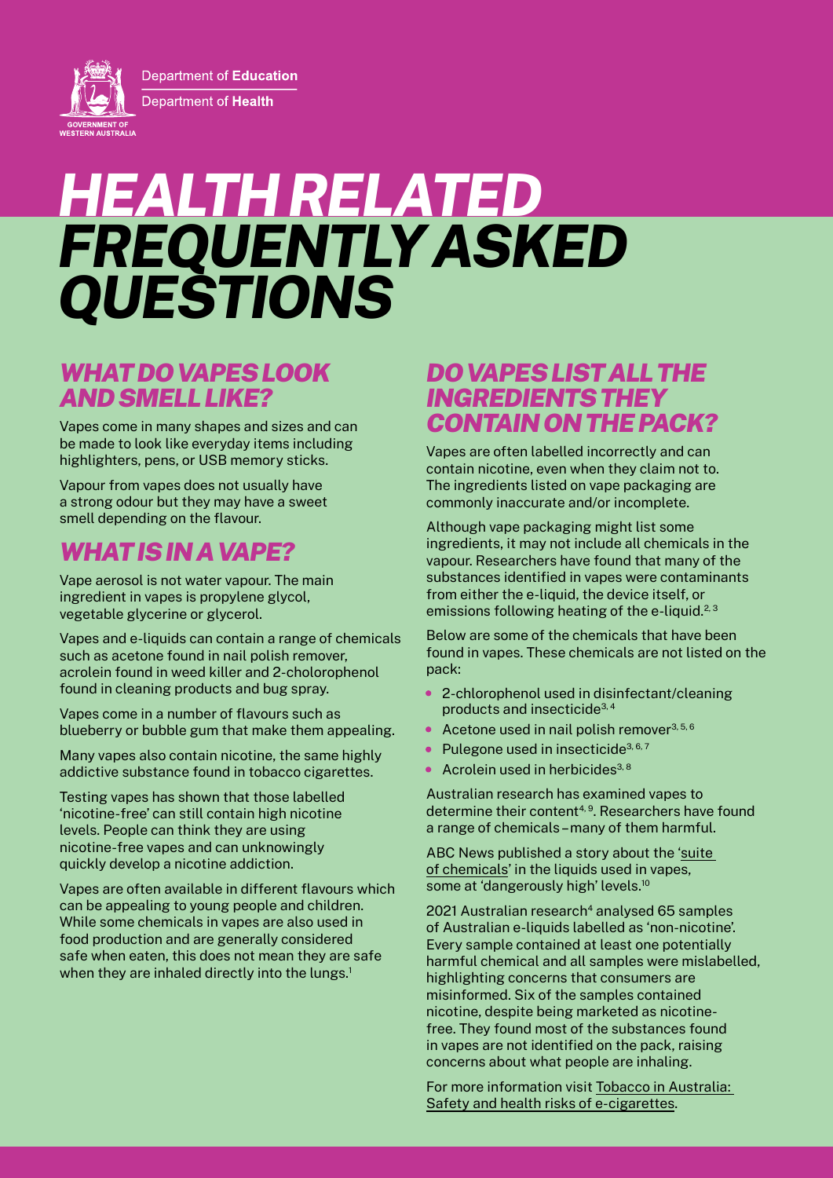Department of **Education**

Department of **Health**

GOVERNMENT OF WESTERN AUSTRALIA

# *HEALTH RELATED FREQUENTLY ASKED QUESTIONS*

## *WHAT DO VAPES LOOK AND SMELL LIKE?*

Vapes come in many shapes and sizes and can be made to look like everyday items including highlighters, pens, or USB memory sticks.

Vapour from vapes does not usually have a strong odour but they may have a sweet smell depending on the flavour.

## *WHAT IS IN A VAPE?*

Vape aerosol is not water vapour. The main ingredient in vapes is propylene glycol, vegetable glycerine or glycerol.

Vapes and e-liquids can contain a range of chemicals such as acetone found in nail polish remover, acrolein found in weed killer and 2-cholorophenol found in cleaning products and bug spray.

Vapes come in a number of flavours such as blueberry or bubble gum that make them appealing.

Many vapes also contain nicotine, the same highly addictive substance found in tobacco cigarettes.

Testing vapes has shown that those labelled 'nicotine-free' can still contain high nicotine levels. People can think they are using nicotine-free vapes and can unknowingly quickly develop a nicotine addiction.

Vapes are often available in different flavours which can be appealing to young people and children. While some chemicals in vapes are also used in food production and are generally considered safe when eaten, this does not mean they are safe when they are inhaled directly into the lungs.[1]

## *DO VAPES LIST ALL THE INGREDIENTS THEY CONTAIN ON THE PACK?*

Vapes are often labelled incorrectly and can contain nicotine, even when they claim not to. The ingredients listed on vape packaging are commonly inaccurate and/or incomplete.

Although vape packaging might list some ingredients, it may not include all chemicals in the vapour. Researchers have found that many of the substances identified in vapes were contaminants from either the e-liquid, the device itself, or emissions following heating of the e-liquid.[2, 3]

Below are some of the chemicals that have been found in vapes. These chemicals are not listed on the pack:

- 2-chlorophenol used in disinfectant/cleaning products and insecticide[3, 4]
- Acetone used in nail polish remover[3, 5, 6]
- Pulegone used in insecticide[3, 6, 7]
- Acrolein used in herbicides[3, 8]

Australian research has examined vapes to determine their content[4, 9]. Researchers have found a range of chemicals – many of them harmful.

ABC News published a story about the 'suite of chemicals' in the liquids used in vapes, some at 'dangerously high' levels.[10]

2021 Australian research[4] analysed 65 samples of Australian e-liquids labelled as 'non-nicotine'. Every sample contained at least one potentially harmful chemical and all samples were mislabelled, highlighting concerns that consumers are misinformed. Six of the samples contained nicotine, despite being marketed as nicotine-free. They found most of the substances found in vapes are not identified on the pack, raising concerns about what people are inhaling.

For more information visit Tobacco in Australia: Safety and health risks of e-cigarettes.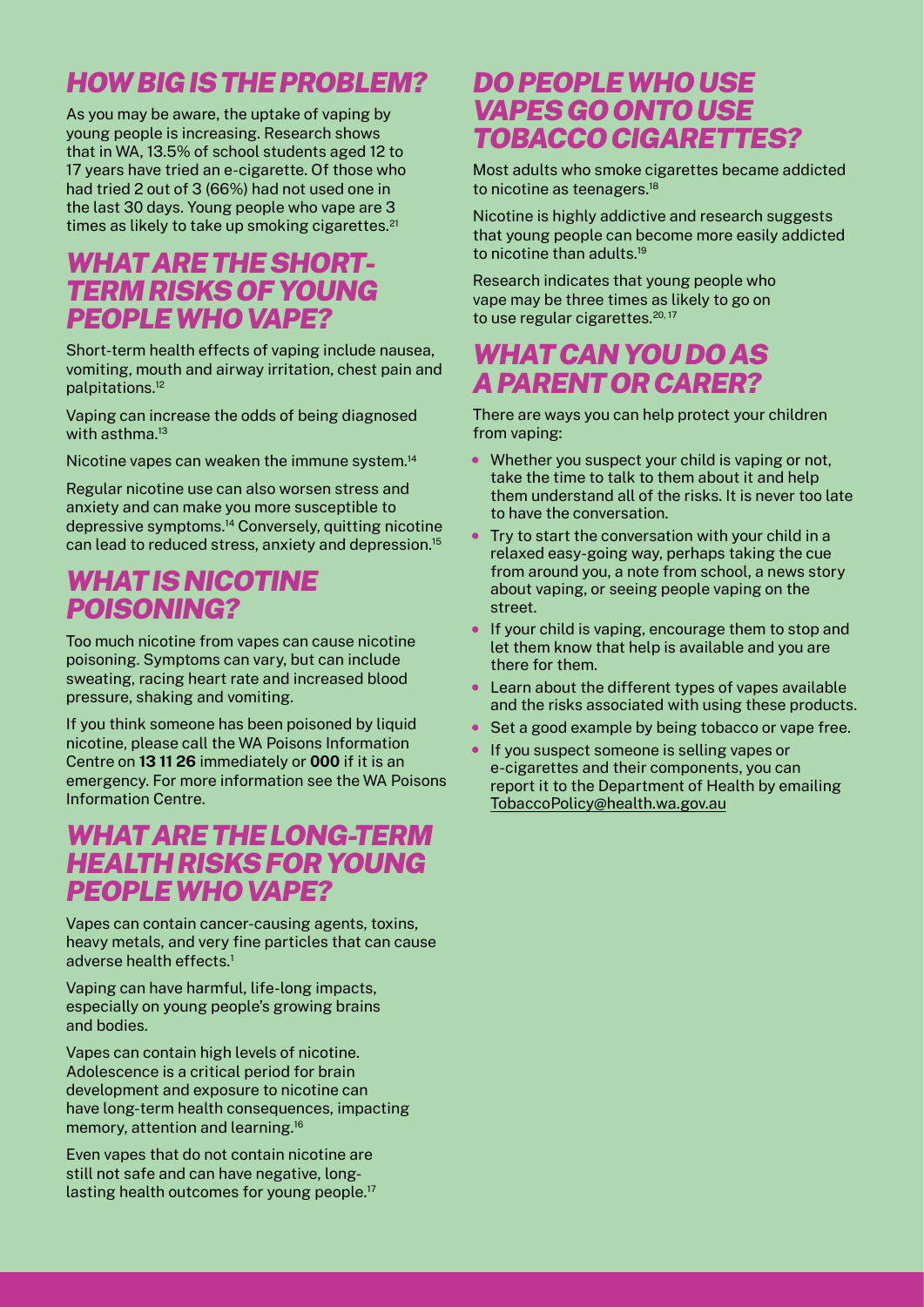## HOW BIG IS THE PROBLEM?

As you may be aware, the uptake of vaping by young people is increasing. Research shows that in WA, 13.5% of school students aged 12 to 17 years have tried an e-cigarette. Of those who had tried 2 out of 3 (66%) had not used one in the last 30 days. Young people who vape are 3 times as likely to take up smoking cigarettes.[21]

## WHAT ARE THE SHORT-TERM RISKS OF YOUNG PEOPLE WHO VAPE?

Short-term health effects of vaping include nausea, vomiting, mouth and airway irritation, chest pain and palpitations.[12]

Vaping can increase the odds of being diagnosed with asthma.[13]

Nicotine vapes can weaken the immune system.[14]

Regular nicotine use can also worsen stress and anxiety and can make you more susceptible to depressive symptoms.[14] Conversely, quitting nicotine can lead to reduced stress, anxiety and depression.[15]

## WHAT IS NICOTINE POISONING?

Too much nicotine from vapes can cause nicotine poisoning. Symptoms can vary, but can include sweating, racing heart rate and increased blood pressure, shaking and vomiting.

If you think someone has been poisoned by liquid nicotine, please call the WA Poisons Information Centre on **13 11 26** immediately or **000** if it is an emergency. For more information see the WA Poisons Information Centre.

## WHAT ARE THE LONG-TERM HEALTH RISKS FOR YOUNG PEOPLE WHO VAPE?

Vapes can contain cancer-causing agents, toxins, heavy metals, and very fine particles that can cause adverse health effects.[1]

Vaping can have harmful, life-long impacts, especially on young people's growing brains and bodies.

Vapes can contain high levels of nicotine. Adolescence is a critical period for brain development and exposure to nicotine can have long-term health consequences, impacting memory, attention and learning.[16]

Even vapes that do not contain nicotine are still not safe and can have negative, long-lasting health outcomes for young people.[17]

## DO PEOPLE WHO USE VAPES GO ONTO USE TOBACCO CIGARETTES?

Most adults who smoke cigarettes became addicted to nicotine as teenagers.[18]

Nicotine is highly addictive and research suggests that young people can become more easily addicted to nicotine than adults.[19]

Research indicates that young people who vape may be three times as likely to go on to use regular cigarettes.[20, 17]

## WHAT CAN YOU DO AS A PARENT OR CARER?

There are ways you can help protect your children from vaping:

- Whether you suspect your child is vaping or not, take the time to talk to them about it and help them understand all of the risks. It is never too late to have the conversation.
- Try to start the conversation with your child in a relaxed easy-going way, perhaps taking the cue from around you, a note from school, a news story about vaping, or seeing people vaping on the street.
- If your child is vaping, encourage them to stop and let them know that help is available and you are there for them.
- Learn about the different types of vapes available and the risks associated with using these products.
- Set a good example by being tobacco or vape free.
- If you suspect someone is selling vapes or e-cigarettes and their components, you can report it to the Department of Health by emailing TobaccoPolicy@health.wa.gov.au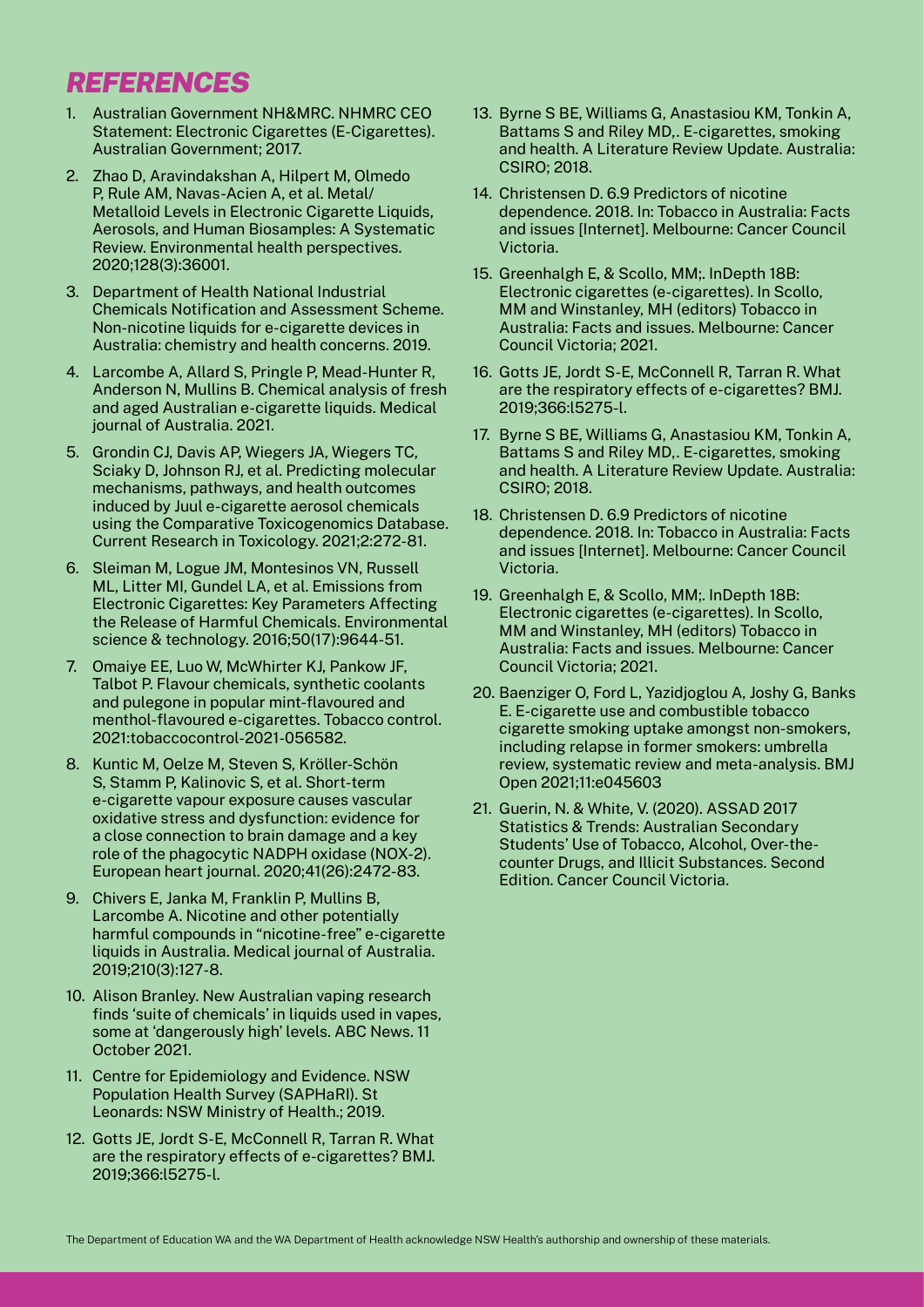## *REFERENCES*

1. Australian Government NH&MRC. NHMRC CEO Statement: Electronic Cigarettes (E-Cigarettes). Australian Government; 2017.
2. Zhao D, Aravindakshan A, Hilpert M, Olmedo P, Rule AM, Navas-Acien A, et al. Metal/ Metalloid Levels in Electronic Cigarette Liquids, Aerosols, and Human Biosamples: A Systematic Review. Environmental health perspectives. 2020;128(3):36001.
3. Department of Health National Industrial Chemicals Notification and Assessment Scheme. Non-nicotine liquids for e-cigarette devices in Australia: chemistry and health concerns. 2019.
4. Larcombe A, Allard S, Pringle P, Mead-Hunter R, Anderson N, Mullins B. Chemical analysis of fresh and aged Australian e-cigarette liquids. Medical journal of Australia. 2021.
5. Grondin CJ, Davis AP, Wiegers JA, Wiegers TC, Sciaky D, Johnson RJ, et al. Predicting molecular mechanisms, pathways, and health outcomes induced by Juul e-cigarette aerosol chemicals using the Comparative Toxicogenomics Database. Current Research in Toxicology. 2021;2:272-81.
6. Sleiman M, Logue JM, Montesinos VN, Russell ML, Litter MI, Gundel LA, et al. Emissions from Electronic Cigarettes: Key Parameters Affecting the Release of Harmful Chemicals. Environmental science & technology. 2016;50(17):9644-51.
7. Omaiye EE, Luo W, McWhirter KJ, Pankow JF, Talbot P. Flavour chemicals, synthetic coolants and pulegone in popular mint-flavoured and menthol-flavoured e-cigarettes. Tobacco control. 2021:tobaccocontrol-2021-056582.
8. Kuntic M, Oelze M, Steven S, Kröller-Schön S, Stamm P, Kalinovic S, et al. Short-term e-cigarette vapour exposure causes vascular oxidative stress and dysfunction: evidence for a close connection to brain damage and a key role of the phagocytic NADPH oxidase (NOX-2). European heart journal. 2020;41(26):2472-83.
9. Chivers E, Janka M, Franklin P, Mullins B, Larcombe A. Nicotine and other potentially harmful compounds in "nicotine-free" e-cigarette liquids in Australia. Medical journal of Australia. 2019;210(3):127-8.
10. Alison Branley. New Australian vaping research finds 'suite of chemicals' in liquids used in vapes, some at 'dangerously high' levels. ABC News. 11 October 2021.
11. Centre for Epidemiology and Evidence. NSW Population Health Survey (SAPHaRI). St Leonards: NSW Ministry of Health.; 2019.
12. Gotts JE, Jordt S-E, McConnell R, Tarran R. What are the respiratory effects of e-cigarettes? BMJ. 2019;366:l5275-l.
13. Byrne S BE, Williams G, Anastasiou KM, Tonkin A, Battams S and Riley MD,. E-cigarettes, smoking and health. A Literature Review Update. Australia: CSIRO; 2018.
14. Christensen D. 6.9 Predictors of nicotine dependence. 2018. In: Tobacco in Australia: Facts and issues [Internet]. Melbourne: Cancer Council Victoria.
15. Greenhalgh E, & Scollo, MM;. InDepth 18B: Electronic cigarettes (e-cigarettes). In Scollo, MM and Winstanley, MH (editors) Tobacco in Australia: Facts and issues. Melbourne: Cancer Council Victoria; 2021.
16. Gotts JE, Jordt S-E, McConnell R, Tarran R. What are the respiratory effects of e-cigarettes? BMJ. 2019;366:l5275-l.
17. Byrne S BE, Williams G, Anastasiou KM, Tonkin A, Battams S and Riley MD,. E-cigarettes, smoking and health. A Literature Review Update. Australia: CSIRO; 2018.
18. Christensen D. 6.9 Predictors of nicotine dependence. 2018. In: Tobacco in Australia: Facts and issues [Internet]. Melbourne: Cancer Council Victoria.
19. Greenhalgh E, & Scollo, MM;. InDepth 18B: Electronic cigarettes (e-cigarettes). In Scollo, MM and Winstanley, MH (editors) Tobacco in Australia: Facts and issues. Melbourne: Cancer Council Victoria; 2021.
20. Baenziger O, Ford L, Yazidjoglou A, Joshy G, Banks E. E-cigarette use and combustible tobacco cigarette smoking uptake amongst non-smokers, including relapse in former smokers: umbrella review, systematic review and meta-analysis. BMJ Open 2021;11:e045603
21. Guerin, N. & White, V. (2020). ASSAD 2017 Statistics & Trends: Australian Secondary Students' Use of Tobacco, Alcohol, Over-the-counter Drugs, and Illicit Substances. Second Edition. Cancer Council Victoria.

The Department of Education WA and the WA Department of Health acknowledge NSW Health's authorship and ownership of these materials.